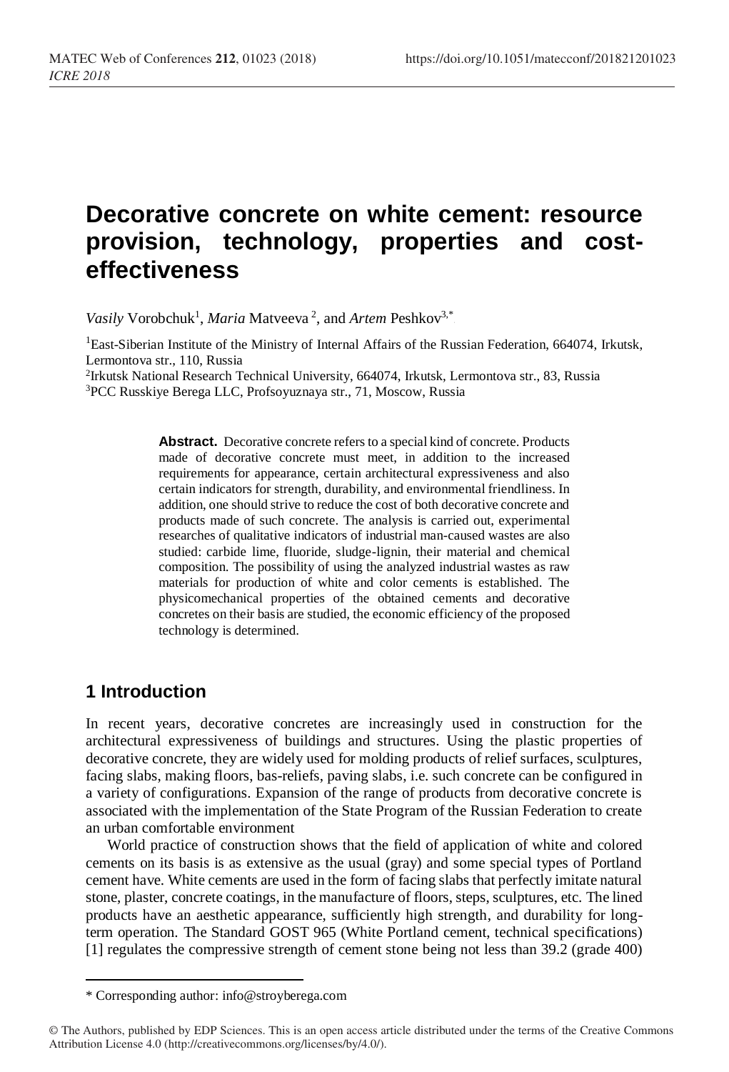# Decorative concrete on white cement: resource provision, technology, properties and cost-effectiveness

*Vasily* Vorobchuk[1], *Maria* Matveeva[2], and *Artem* Peshkov[3,*]

[1]East-Siberian Institute of the Ministry of Internal Affairs of the Russian Federation, 664074, Irkutsk, Lermontova str., 110, Russia
[2]Irkutsk National Research Technical University, 664074, Irkutsk, Lermontova str., 83, Russia
[3]PCC Russkiye Berega LLC, Profsoyuznaya str., 71, Moscow, Russia

**Abstract.** Decorative concrete refers to a special kind of concrete. Products made of decorative concrete must meet, in addition to the increased requirements for appearance, certain architectural expressiveness and also certain indicators for strength, durability, and environmental friendliness. In addition, one should strive to reduce the cost of both decorative concrete and products made of such concrete. The analysis is carried out, experimental researches of qualitative indicators of industrial man-caused wastes are also studied: carbide lime, fluoride, sludge-lignin, their material and chemical composition. The possibility of using the analyzed industrial wastes as raw materials for production of white and color cements is established. The physicomechanical properties of the obtained cements and decorative concretes on their basis are studied, the economic efficiency of the proposed technology is determined.

## 1 Introduction

In recent years, decorative concretes are increasingly used in construction for the architectural expressiveness of buildings and structures. Using the plastic properties of decorative concrete, they are widely used for molding products of relief surfaces, sculptures, facing slabs, making floors, bas-reliefs, paving slabs, i.e. such concrete can be configured in a variety of configurations. Expansion of the range of products from decorative concrete is associated with the implementation of the State Program of the Russian Federation to create an urban comfortable environment

World practice of construction shows that the field of application of white and colored cements on its basis is as extensive as the usual (gray) and some special types of Portland cement have. White cements are used in the form of facing slabs that perfectly imitate natural stone, plaster, concrete coatings, in the manufacture of floors, steps, sculptures, etc. The lined products have an aesthetic appearance, sufficiently high strength, and durability for long-term operation. The Standard GOST 965 (White Portland cement, technical specifications) [1] regulates the compressive strength of cement stone being not less than 39.2 (grade 400)

* Corresponding author: info@stroyberega.com

© The Authors, published by EDP Sciences. This is an open access article distributed under the terms of the Creative Commons Attribution License 4.0 (http://creativecommons.org/licenses/by/4.0/).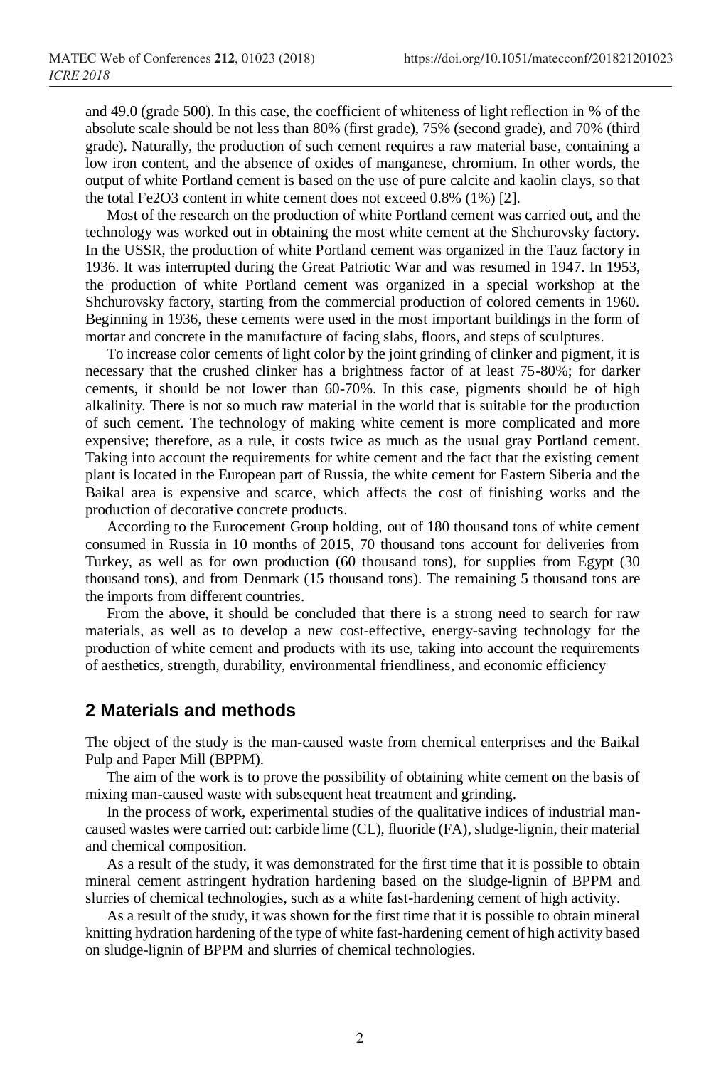and 49.0 (grade 500). In this case, the coefficient of whiteness of light reflection in % of the absolute scale should be not less than 80% (first grade), 75% (second grade), and 70% (third grade). Naturally, the production of such cement requires a raw material base, containing a low iron content, and the absence of oxides of manganese, chromium. In other words, the output of white Portland cement is based on the use of pure calcite and kaolin clays, so that the total $Fe_2O_3$ content in white cement does not exceed 0.8% (1%) [2].

Most of the research on the production of white Portland cement was carried out, and the technology was worked out in obtaining the most white cement at the Shchurovsky factory. In the USSR, the production of white Portland cement was organized in the Tauz factory in 1936. It was interrupted during the Great Patriotic War and was resumed in 1947. In 1953, the production of white Portland cement was organized in a special workshop at the Shchurovsky factory, starting from the commercial production of colored cements in 1960. Beginning in 1936, these cements were used in the most important buildings in the form of mortar and concrete in the manufacture of facing slabs, floors, and steps of sculptures.

To increase color cements of light color by the joint grinding of clinker and pigment, it is necessary that the crushed clinker has a brightness factor of at least 75-80%; for darker cements, it should be not lower than 60-70%. In this case, pigments should be of high alkalinity. There is not so much raw material in the world that is suitable for the production of such cement. The technology of making white cement is more complicated and more expensive; therefore, as a rule, it costs twice as much as the usual gray Portland cement. Taking into account the requirements for white cement and the fact that the existing cement plant is located in the European part of Russia, the white cement for Eastern Siberia and the Baikal area is expensive and scarce, which affects the cost of finishing works and the production of decorative concrete products.

According to the Eurocement Group holding, out of 180 thousand tons of white cement consumed in Russia in 10 months of 2015, 70 thousand tons account for deliveries from Turkey, as well as for own production (60 thousand tons), for supplies from Egypt (30 thousand tons), and from Denmark (15 thousand tons). The remaining 5 thousand tons are the imports from different countries.

From the above, it should be concluded that there is a strong need to search for raw materials, as well as to develop a new cost-effective, energy-saving technology for the production of white cement and products with its use, taking into account the requirements of aesthetics, strength, durability, environmental friendliness, and economic efficiency

## 2 Materials and methods

The object of the study is the man-caused waste from chemical enterprises and the Baikal Pulp and Paper Mill (BPPM).

The aim of the work is to prove the possibility of obtaining white cement on the basis of mixing man-caused waste with subsequent heat treatment and grinding.

In the process of work, experimental studies of the qualitative indices of industrial man-caused wastes were carried out: carbide lime (CL), fluoride (FA), sludge-lignin, their material and chemical composition.

As a result of the study, it was demonstrated for the first time that it is possible to obtain mineral cement astringent hydration hardening based on the sludge-lignin of BPPM and slurries of chemical technologies, such as a white fast-hardening cement of high activity.

As a result of the study, it was shown for the first time that it is possible to obtain mineral knitting hydration hardening of the type of white fast-hardening cement of high activity based on sludge-lignin of BPPM and slurries of chemical technologies.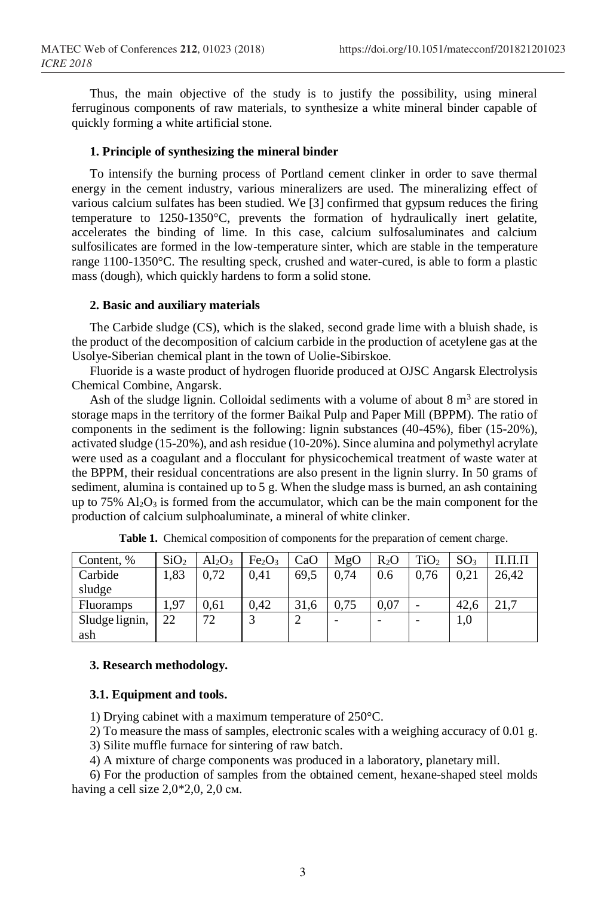Thus, the main objective of the study is to justify the possibility, using mineral ferruginous components of raw materials, to synthesize a white mineral binder capable of quickly forming a white artificial stone.

### 1. Principle of synthesizing the mineral binder

To intensify the burning process of Portland cement clinker in order to save thermal energy in the cement industry, various mineralizers are used. The mineralizing effect of various calcium sulfates has been studied. We [3] confirmed that gypsum reduces the firing temperature to 1250-1350°C, prevents the formation of hydraulically inert gelatite, accelerates the binding of lime. In this case, calcium sulfosaluminates and calcium sulfosilicates are formed in the low-temperature sinter, which are stable in the temperature range 1100-1350°C. The resulting speck, crushed and water-cured, is able to form a plastic mass (dough), which quickly hardens to form a solid stone.

### 2. Basic and auxiliary materials

The Carbide sludge (CS), which is the slaked, second grade lime with a bluish shade, is the product of the decomposition of calcium carbide in the production of acetylene gas at the Usolye-Siberian chemical plant in the town of Uolie-Sibirskoe.

Fluoride is a waste product of hydrogen fluoride produced at OJSC Angarsk Electrolysis Chemical Combine, Angarsk.

Ash of the sludge lignin. Colloidal sediments with a volume of about 8 $m^3$ are stored in storage maps in the territory of the former Baikal Pulp and Paper Mill (BPPM). The ratio of components in the sediment is the following: lignin substances (40-45%), fiber (15-20%), activated sludge (15-20%), and ash residue (10-20%). Since alumina and polymethyl acrylate were used as a coagulant and a flocculant for physicochemical treatment of waste water at the BPPM, their residual concentrations are also present in the lignin slurry. In 50 grams of sediment, alumina is contained up to 5 g. When the sludge mass is burned, an ash containing up to 75% $Al_2O_3$ is formed from the accumulator, which can be the main component for the production of calcium sulphoaluminate, a mineral of white clinker.

**Table 1.** Chemical composition of components for the preparation of cement charge.

| Content, % | $SiO_2$ | $Al_2O_3$ | $Fe_2O_3$ | CaO | MgO | $R_2O$ | $TiO_2$ | $SO_3$ | П.П.П |
|---|---|---|---|---|---|---|---|---|---|
| Carbide sludge | 1,83 | 0,72 | 0,41 | 69,5 | 0,74 | 0.6 | 0,76 | 0,21 | 26,42 |
| Fluoramps | 1,97 | 0,61 | 0,42 | 31,6 | 0,75 | 0,07 | - | 42,6 | 21,7 |
| Sludge lignin, ash | 22 | 72 | 3 | 2 | - | - | - | 1,0 | |

### 3. Research methodology.

#### 3.1. Equipment and tools.

1) Drying cabinet with a maximum temperature of 250°C.

2) To measure the mass of samples, electronic scales with a weighing accuracy of 0.01 g.

3) Silite muffle furnace for sintering of raw batch.

4) A mixture of charge components was produced in a laboratory, planetary mill.

6) For the production of samples from the obtained cement, hexane-shaped steel molds having a cell size 2,0*2,0, 2,0 см.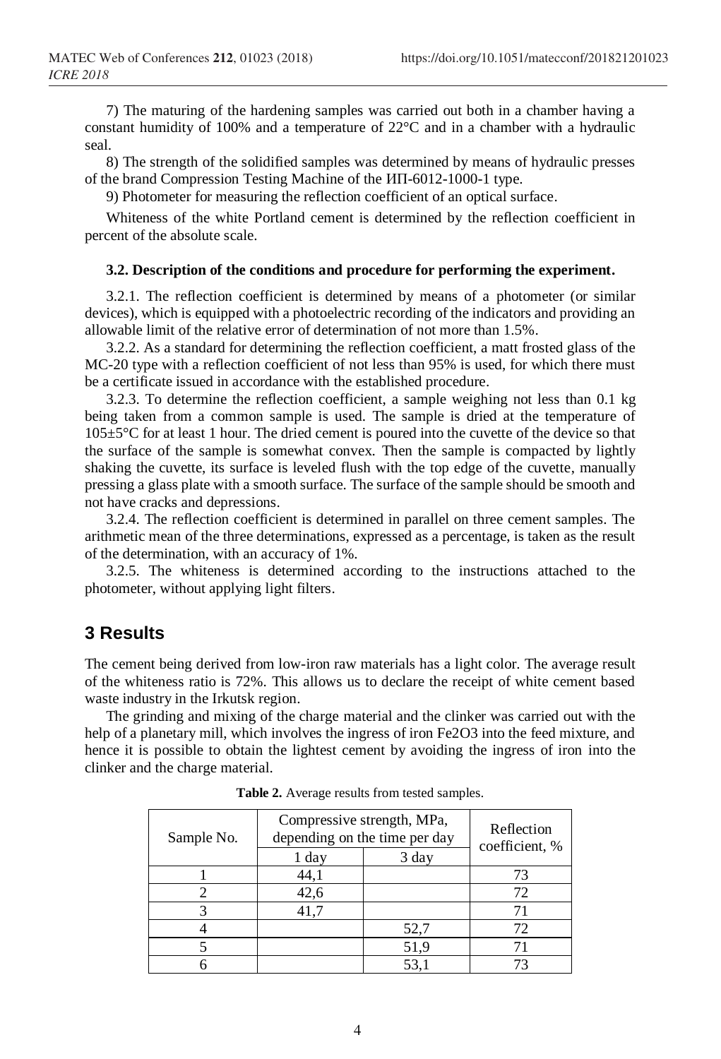7) The maturing of the hardening samples was carried out both in a chamber having a constant humidity of 100% and a temperature of 22°C and in a chamber with a hydraulic seal.

8) The strength of the solidified samples was determined by means of hydraulic presses of the brand Compression Testing Machine of the ИП-6012-1000-1 type.

9) Photometer for measuring the reflection coefficient of an optical surface.

Whiteness of the white Portland cement is determined by the reflection coefficient in percent of the absolute scale.

#### 3.2. Description of the conditions and procedure for performing the experiment.

3.2.1. The reflection coefficient is determined by means of a photometer (or similar devices), which is equipped with a photoelectric recording of the indicators and providing an allowable limit of the relative error of determination of not more than 1.5%.

3.2.2. As a standard for determining the reflection coefficient, a matt frosted glass of the MC-20 type with a reflection coefficient of not less than 95% is used, for which there must be a certificate issued in accordance with the established procedure.

3.2.3. To determine the reflection coefficient, a sample weighing not less than 0.1 kg being taken from a common sample is used. The sample is dried at the temperature of 105±5°C for at least 1 hour. The dried cement is poured into the cuvette of the device so that the surface of the sample is somewhat convex. Then the sample is compacted by lightly shaking the cuvette, its surface is leveled flush with the top edge of the cuvette, manually pressing a glass plate with a smooth surface. The surface of the sample should be smooth and not have cracks and depressions.

3.2.4. The reflection coefficient is determined in parallel on three cement samples. The arithmetic mean of the three determinations, expressed as a percentage, is taken as the result of the determination, with an accuracy of 1%.

3.2.5. The whiteness is determined according to the instructions attached to the photometer, without applying light filters.

## 3 Results

The cement being derived from low-iron raw materials has a light color. The average result of the whiteness ratio is 72%. This allows us to declare the receipt of white cement based waste industry in the Irkutsk region.

The grinding and mixing of the charge material and the clinker was carried out with the help of a planetary mill, which involves the ingress of iron $Fe2O3$ into the feed mixture, and hence it is possible to obtain the lightest cement by avoiding the ingress of iron into the clinker and the charge material.

**Table 2.** Average results from tested samples.

| Sample No. | Compressive strength, MPa, depending on the time per day | | Reflection coefficient, % |
|---|---|---|---|
| | 1 day | 3 day | |
| 1 | 44,1 | | 73 |
| 2 | 42,6 | | 72 |
| 3 | 41,7 | | 71 |
| 4 | | 52,7 | 72 |
| 5 | | 51,9 | 71 |
| 6 | | 53,1 | 73 |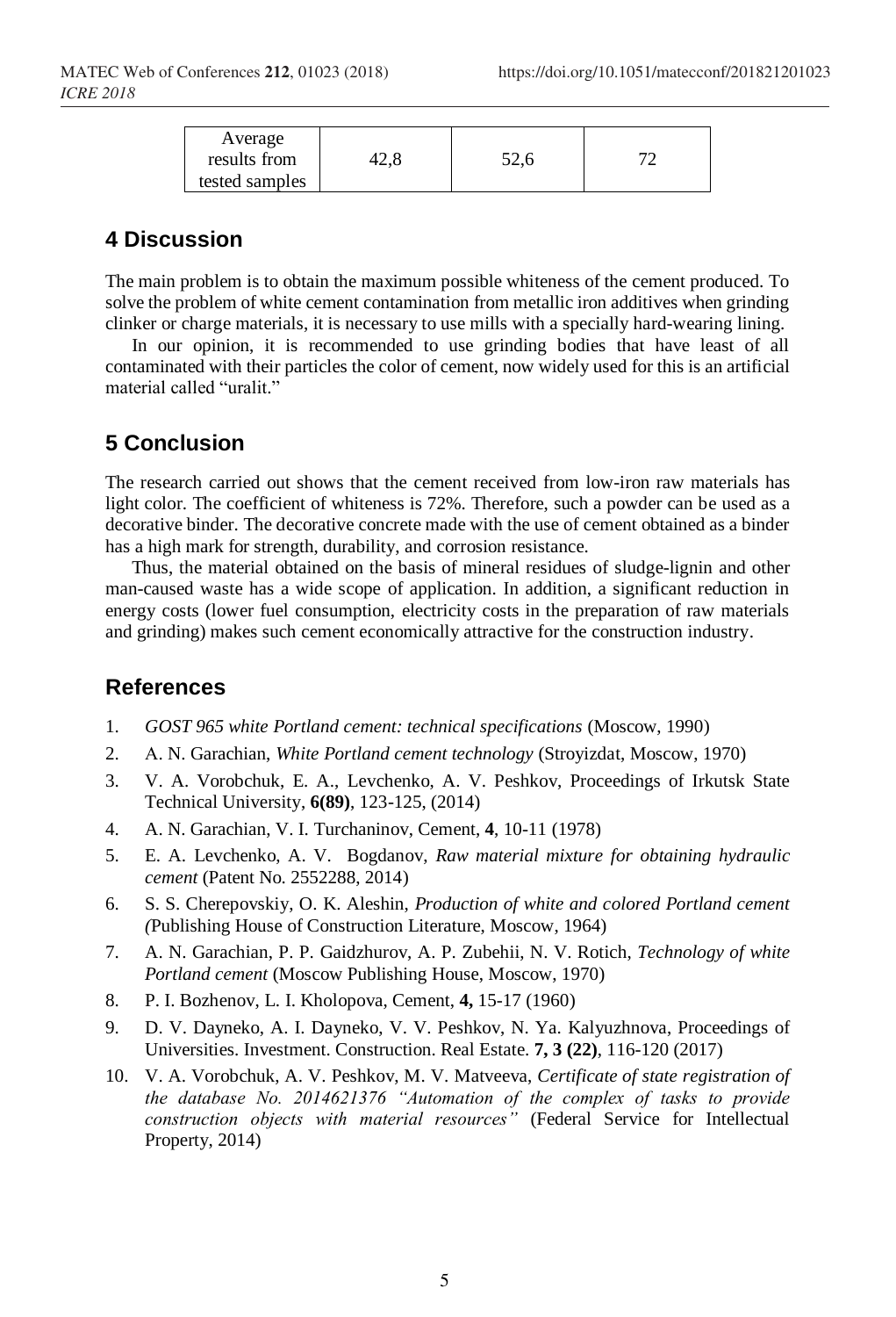| | | | |
|---|---|---|---|
| Average results from tested samples | 42,8 | 52,6 | 72 |

## 4 Discussion

The main problem is to obtain the maximum possible whiteness of the cement produced. To solve the problem of white cement contamination from metallic iron additives when grinding clinker or charge materials, it is necessary to use mills with a specially hard-wearing lining.

In our opinion, it is recommended to use grinding bodies that have least of all contaminated with their particles the color of cement, now widely used for this is an artificial material called "uralit."

## 5 Conclusion

The research carried out shows that the cement received from low-iron raw materials has light color. The coefficient of whiteness is 72%. Therefore, such a powder can be used as a decorative binder. The decorative concrete made with the use of cement obtained as a binder has a high mark for strength, durability, and corrosion resistance.

Thus, the material obtained on the basis of mineral residues of sludge-lignin and other man-caused waste has a wide scope of application. In addition, a significant reduction in energy costs (lower fuel consumption, electricity costs in the preparation of raw materials and grinding) makes such cement economically attractive for the construction industry.

## References

1. *GOST 965 white Portland cement: technical specifications* (Moscow, 1990)
2. A. N. Garachian, *White Portland cement technology* (Stroyizdat, Moscow, 1970)
3. V. A. Vorobchuk, E. A., Levchenko, A. V. Peshkov, Proceedings of Irkutsk State Technical University, **6(89)**, 123-125, (2014)
4. A. N. Garachian, V. I. Turchaninov, Cement, **4**, 10-11 (1978)
5. E. A. Levchenko, A. V. Bogdanov, *Raw material mixture for obtaining hydraulic cement* (Patent No. 2552288, 2014)
6. S. S. Cherepovskiy, O. K. Aleshin, *Production of white and colored Portland cement (*Publishing House of Construction Literature, Moscow, 1964)
7. A. N. Garachian, P. P. Gaidzhurov, A. P. Zubehii, N. V. Rotich, *Technology of white Portland cement* (Moscow Publishing House, Moscow, 1970)
8. P. I. Bozhenov, L. I. Kholopova, Cement, **4,** 15-17 (1960)
9. D. V. Dayneko, A. I. Dayneko, V. V. Peshkov, N. Ya. Kalyuzhnova, Proceedings of Universities. Investment. Construction. Real Estate. **7, 3 (22)**, 116-120 (2017)
10. V. A. Vorobchuk, A. V. Peshkov, M. V. Matveeva, *Certificate of state registration of the database No. 2014621376 "Automation of the complex of tasks to provide construction objects with material resources"* (Federal Service for Intellectual Property, 2014)